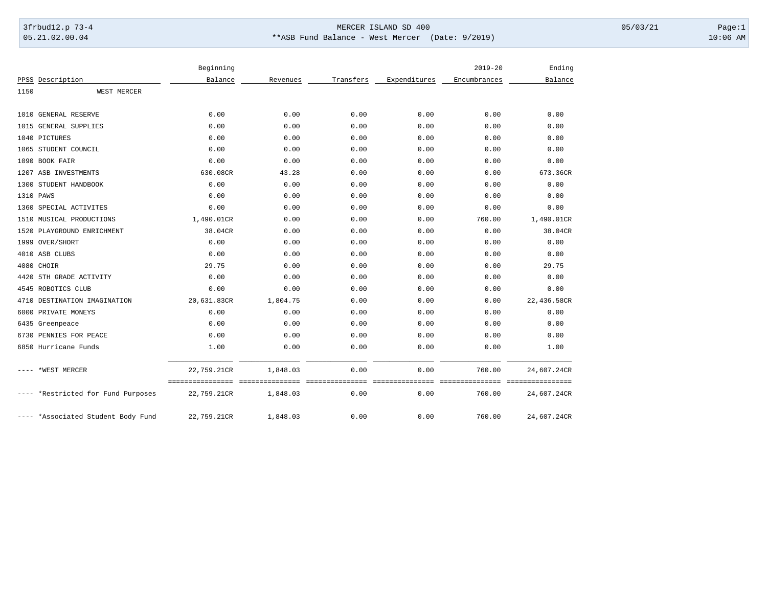3frbud12.p 73-4 MERCER ISLAND SD 400 05/03/21

05.21.02.00.04 **ASB Fund Balance - West Mercer (Date: 9/2019) 10:06 AM

| PPSS | Description | Beginning Balance | Revenues | Transfers | Expenditures | 2019-20 Encumbrances | Ending Balance |
|---|---|---|---|---|---|---|---|
| 1150 | WEST MERCER | | | | | | |
| 1010 | GENERAL RESERVE | 0.00 | 0.00 | 0.00 | 0.00 | 0.00 | 0.00 |
| 1015 | GENERAL SUPPLIES | 0.00 | 0.00 | 0.00 | 0.00 | 0.00 | 0.00 |
| 1040 | PICTURES | 0.00 | 0.00 | 0.00 | 0.00 | 0.00 | 0.00 |
| 1065 | STUDENT COUNCIL | 0.00 | 0.00 | 0.00 | 0.00 | 0.00 | 0.00 |
| 1090 | BOOK FAIR | 0.00 | 0.00 | 0.00 | 0.00 | 0.00 | 0.00 |
| 1207 | ASB INVESTMENTS | 630.08CR | 43.28 | 0.00 | 0.00 | 0.00 | 673.36CR |
| 1300 | STUDENT HANDBOOK | 0.00 | 0.00 | 0.00 | 0.00 | 0.00 | 0.00 |
| 1310 | PAWS | 0.00 | 0.00 | 0.00 | 0.00 | 0.00 | 0.00 |
| 1360 | SPECIAL ACTIVITES | 0.00 | 0.00 | 0.00 | 0.00 | 0.00 | 0.00 |
| 1510 | MUSICAL PRODUCTIONS | 1,490.01CR | 0.00 | 0.00 | 0.00 | 760.00 | 1,490.01CR |
| 1520 | PLAYGROUND ENRICHMENT | 38.04CR | 0.00 | 0.00 | 0.00 | 0.00 | 38.04CR |
| 1999 | OVER/SHORT | 0.00 | 0.00 | 0.00 | 0.00 | 0.00 | 0.00 |
| 4010 | ASB CLUBS | 0.00 | 0.00 | 0.00 | 0.00 | 0.00 | 0.00 |
| 4080 | CHOIR | 29.75 | 0.00 | 0.00 | 0.00 | 0.00 | 29.75 |
| 4420 | 5TH GRADE ACTIVITY | 0.00 | 0.00 | 0.00 | 0.00 | 0.00 | 0.00 |
| 4545 | ROBOTICS CLUB | 0.00 | 0.00 | 0.00 | 0.00 | 0.00 | 0.00 |
| 4710 | DESTINATION IMAGINATION | 20,631.83CR | 1,804.75 | 0.00 | 0.00 | 0.00 | 22,436.58CR |
| 6000 | PRIVATE MONEYS | 0.00 | 0.00 | 0.00 | 0.00 | 0.00 | 0.00 |
| 6435 | Greenpeace | 0.00 | 0.00 | 0.00 | 0.00 | 0.00 | 0.00 |
| 6730 | PENNIES FOR PEACE | 0.00 | 0.00 | 0.00 | 0.00 | 0.00 | 0.00 |
| 6850 | Hurricane Funds | 1.00 | 0.00 | 0.00 | 0.00 | 0.00 | 1.00 |
| ---- | *WEST MERCER | 22,759.21CR | 1,848.03 | 0.00 | 0.00 | 760.00 | 24,607.24CR |
| ---- | *Restricted for Fund Purposes | 22,759.21CR | 1,848.03 | 0.00 | 0.00 | 760.00 | 24,607.24CR |
| ---- | *Associated Student Body Fund | 22,759.21CR | 1,848.03 | 0.00 | 0.00 | 760.00 | 24,607.24CR |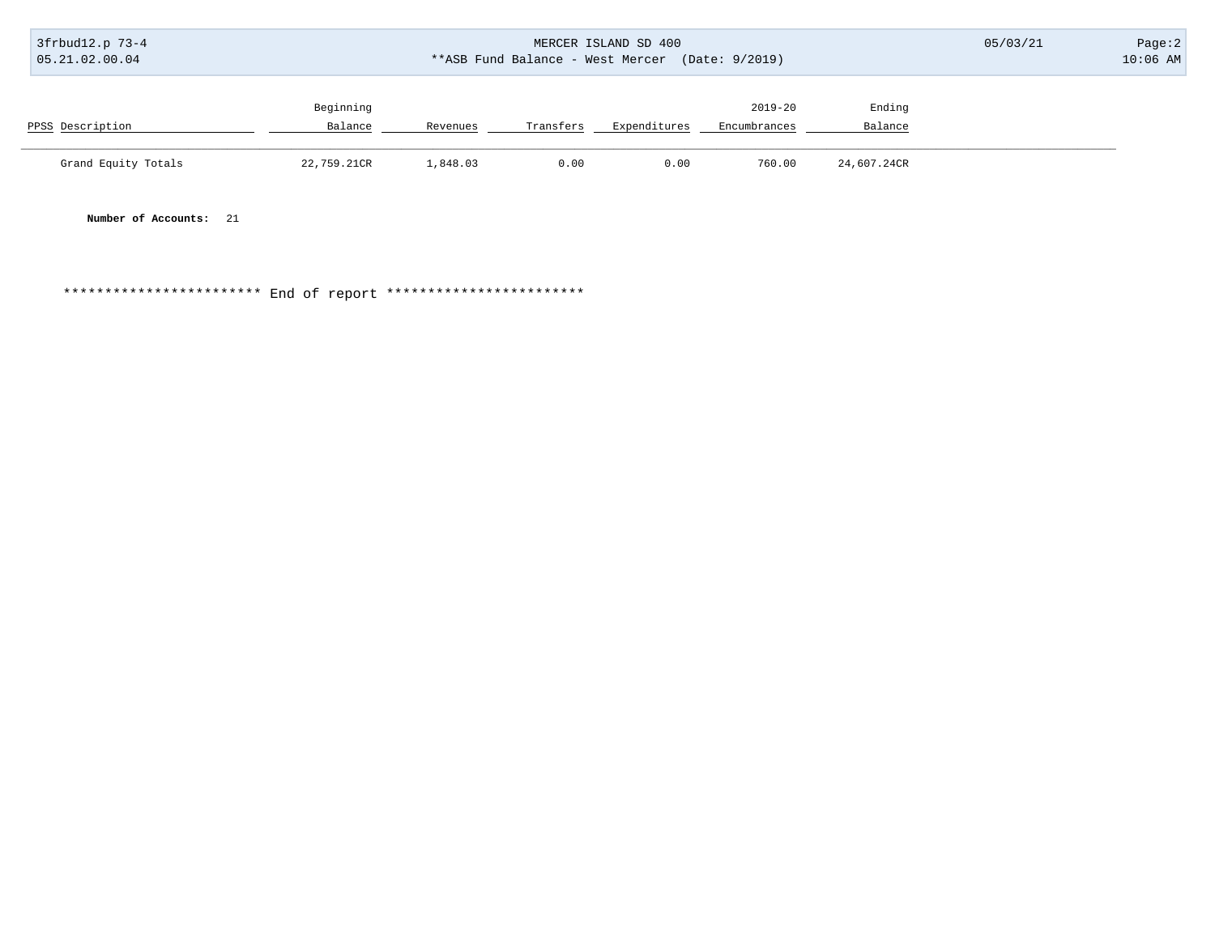| PPSS | Description | Beginning Balance | Revenues | Transfers | Expenditures | 2019-20 Encumbrances | Ending Balance |
|---|---|---|---|---|---|---|---|
| | Grand Equity Totals | 22,759.21CR | 1,848.03 | 0.00 | 0.00 | 760.00 | 24,607.24CR |

**Number of Accounts:** 21

************************ End of report ************************